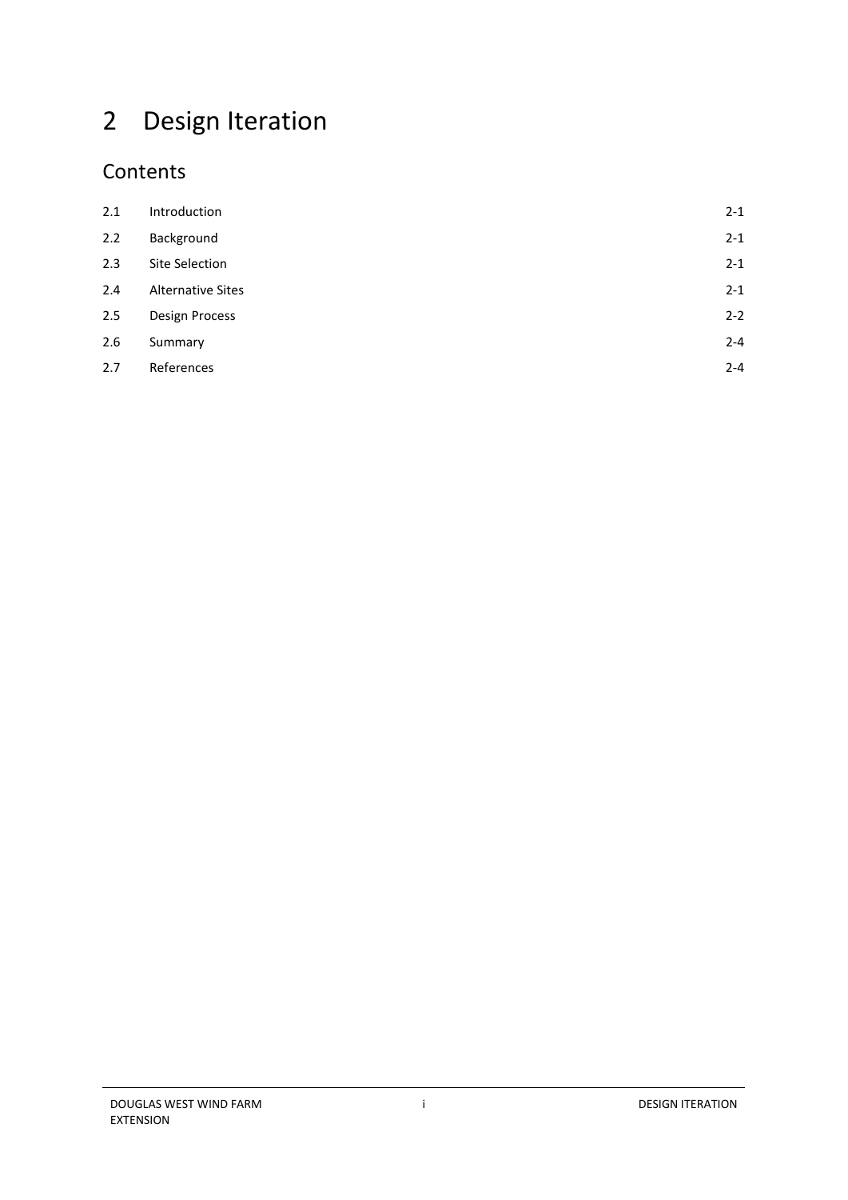# 2 Design Iteration

## Contents

| | | |
|---|---|---|
| 2.1 | Introduction | 2-1 |
| 2.2 | Background | 2-1 |
| 2.3 | Site Selection | 2-1 |
| 2.4 | Alternative Sites | 2-1 |
| 2.5 | Design Process | 2-2 |
| 2.6 | Summary | 2-4 |
| 2.7 | References | 2-4 |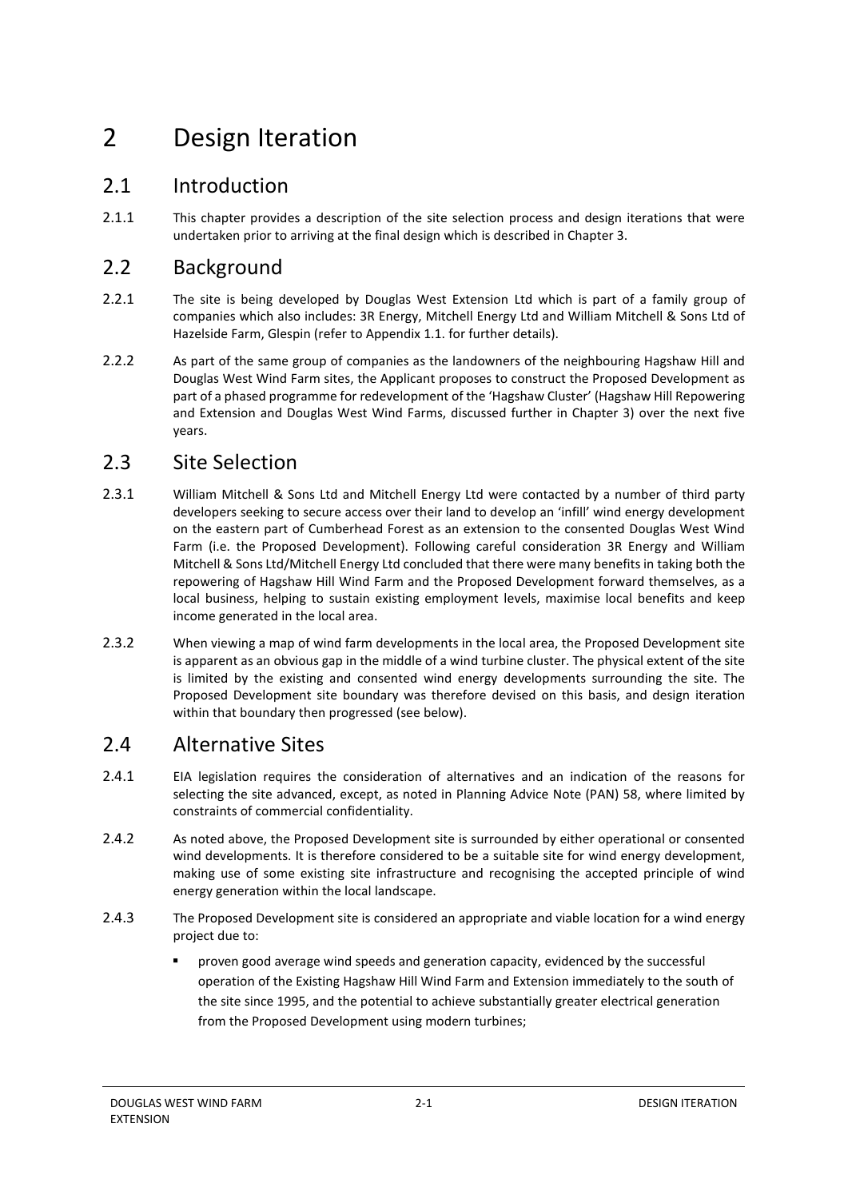# 2 Design Iteration

## 2.1 Introduction

2.1.1 This chapter provides a description of the site selection process and design iterations that were undertaken prior to arriving at the final design which is described in Chapter 3.

## 2.2 Background

2.2.1 The site is being developed by Douglas West Extension Ltd which is part of a family group of companies which also includes: 3R Energy, Mitchell Energy Ltd and William Mitchell & Sons Ltd of Hazelside Farm, Glespin (refer to Appendix 1.1. for further details).

2.2.2 As part of the same group of companies as the landowners of the neighbouring Hagshaw Hill and Douglas West Wind Farm sites, the Applicant proposes to construct the Proposed Development as part of a phased programme for redevelopment of the 'Hagshaw Cluster' (Hagshaw Hill Repowering and Extension and Douglas West Wind Farms, discussed further in Chapter 3) over the next five years.

## 2.3 Site Selection

2.3.1 William Mitchell & Sons Ltd and Mitchell Energy Ltd were contacted by a number of third party developers seeking to secure access over their land to develop an 'infill' wind energy development on the eastern part of Cumberhead Forest as an extension to the consented Douglas West Wind Farm (i.e. the Proposed Development). Following careful consideration 3R Energy and William Mitchell & Sons Ltd/Mitchell Energy Ltd concluded that there were many benefits in taking both the repowering of Hagshaw Hill Wind Farm and the Proposed Development forward themselves, as a local business, helping to sustain existing employment levels, maximise local benefits and keep income generated in the local area.

2.3.2 When viewing a map of wind farm developments in the local area, the Proposed Development site is apparent as an obvious gap in the middle of a wind turbine cluster. The physical extent of the site is limited by the existing and consented wind energy developments surrounding the site. The Proposed Development site boundary was therefore devised on this basis, and design iteration within that boundary then progressed (see below).

## 2.4 Alternative Sites

2.4.1 EIA legislation requires the consideration of alternatives and an indication of the reasons for selecting the site advanced, except, as noted in Planning Advice Note (PAN) 58, where limited by constraints of commercial confidentiality.

2.4.2 As noted above, the Proposed Development site is surrounded by either operational or consented wind developments. It is therefore considered to be a suitable site for wind energy development, making use of some existing site infrastructure and recognising the accepted principle of wind energy generation within the local landscape.

2.4.3 The Proposed Development site is considered an appropriate and viable location for a wind energy project due to:

- proven good average wind speeds and generation capacity, evidenced by the successful operation of the Existing Hagshaw Hill Wind Farm and Extension immediately to the south of the site since 1995, and the potential to achieve substantially greater electrical generation from the Proposed Development using modern turbines;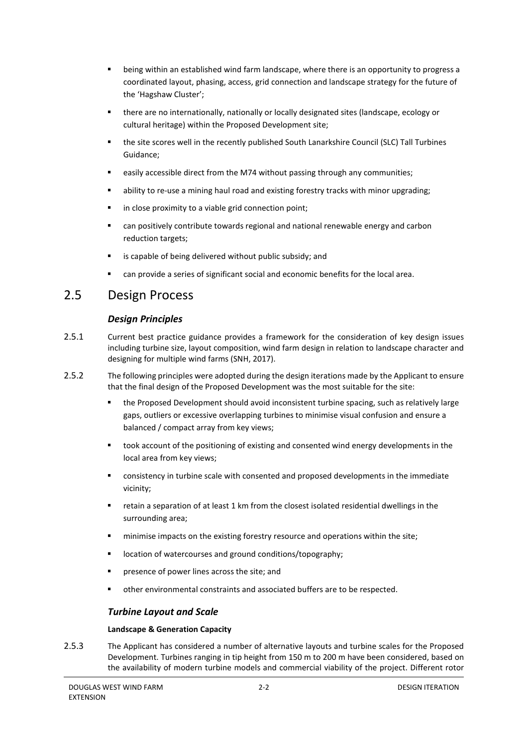- being within an established wind farm landscape, where there is an opportunity to progress a coordinated layout, phasing, access, grid connection and landscape strategy for the future of the 'Hagshaw Cluster';
- there are no internationally, nationally or locally designated sites (landscape, ecology or cultural heritage) within the Proposed Development site;
- the site scores well in the recently published South Lanarkshire Council (SLC) Tall Turbines Guidance;
- easily accessible direct from the M74 without passing through any communities;
- ability to re-use a mining haul road and existing forestry tracks with minor upgrading;
- in close proximity to a viable grid connection point;
- can positively contribute towards regional and national renewable energy and carbon reduction targets;
- is capable of being delivered without public subsidy; and
- can provide a series of significant social and economic benefits for the local area.

## 2.5 Design Process

### *Design Principles*

2.5.1 Current best practice guidance provides a framework for the consideration of key design issues including turbine size, layout composition, wind farm design in relation to landscape character and designing for multiple wind farms (SNH, 2017).

2.5.2 The following principles were adopted during the design iterations made by the Applicant to ensure that the final design of the Proposed Development was the most suitable for the site:

- the Proposed Development should avoid inconsistent turbine spacing, such as relatively large gaps, outliers or excessive overlapping turbines to minimise visual confusion and ensure a balanced / compact array from key views;
- took account of the positioning of existing and consented wind energy developments in the local area from key views;
- consistency in turbine scale with consented and proposed developments in the immediate vicinity;
- retain a separation of at least 1 km from the closest isolated residential dwellings in the surrounding area;
- minimise impacts on the existing forestry resource and operations within the site;
- location of watercourses and ground conditions/topography;
- presence of power lines across the site; and
- other environmental constraints and associated buffers are to be respected.

### *Turbine Layout and Scale*

**Landscape & Generation Capacity**

2.5.3 The Applicant has considered a number of alternative layouts and turbine scales for the Proposed Development. Turbines ranging in tip height from 150 m to 200 m have been considered, based on the availability of modern turbine models and commercial viability of the project. Different rotor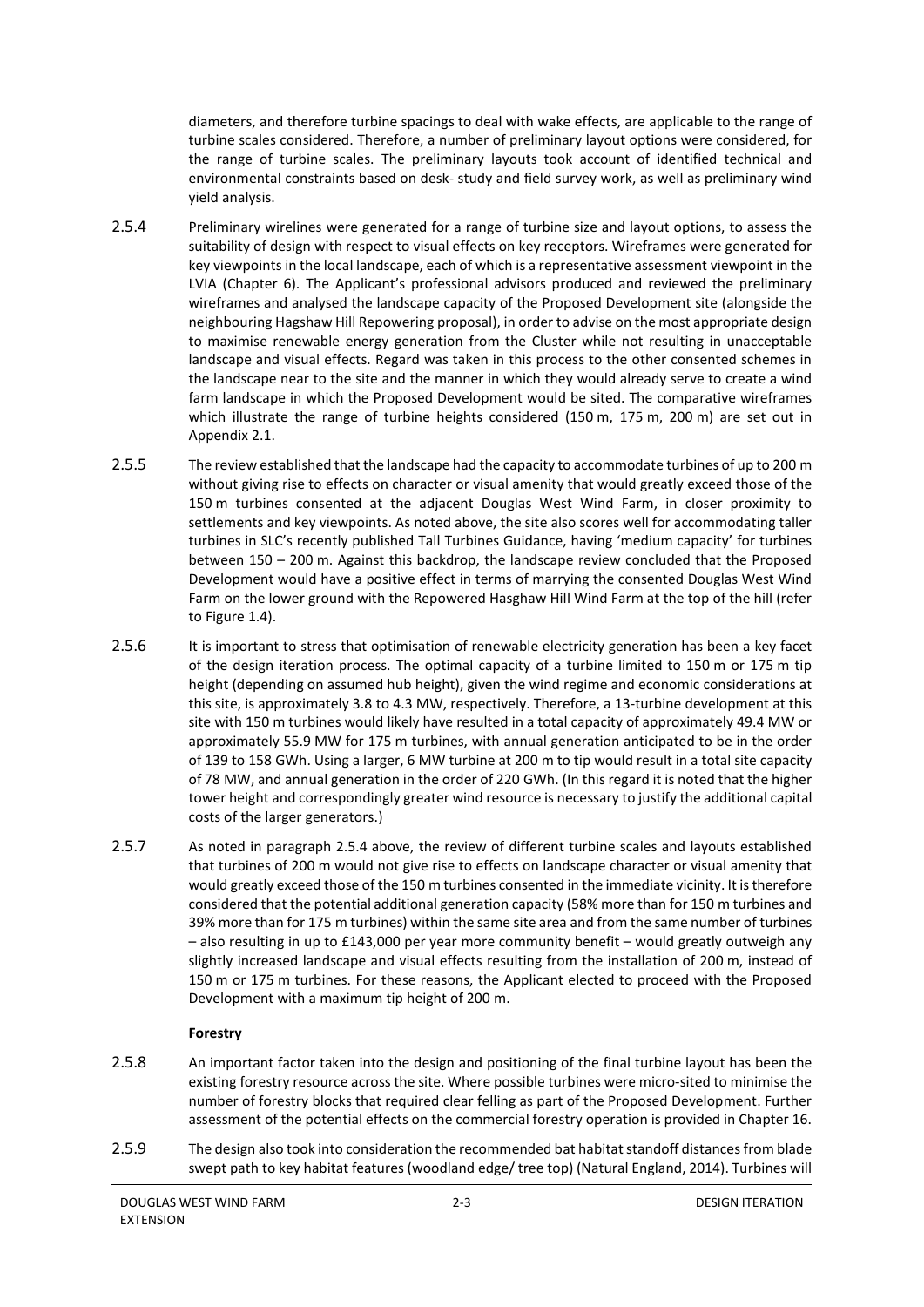diameters, and therefore turbine spacings to deal with wake effects, are applicable to the range of turbine scales considered. Therefore, a number of preliminary layout options were considered, for the range of turbine scales. The preliminary layouts took account of identified technical and environmental constraints based on desk- study and field survey work, as well as preliminary wind yield analysis.

2.5.4 Preliminary wirelines were generated for a range of turbine size and layout options, to assess the suitability of design with respect to visual effects on key receptors. Wireframes were generated for key viewpoints in the local landscape, each of which is a representative assessment viewpoint in the LVIA (Chapter 6). The Applicant's professional advisors produced and reviewed the preliminary wireframes and analysed the landscape capacity of the Proposed Development site (alongside the neighbouring Hagshaw Hill Repowering proposal), in order to advise on the most appropriate design to maximise renewable energy generation from the Cluster while not resulting in unacceptable landscape and visual effects. Regard was taken in this process to the other consented schemes in the landscape near to the site and the manner in which they would already serve to create a wind farm landscape in which the Proposed Development would be sited. The comparative wireframes which illustrate the range of turbine heights considered (150 m, 175 m, 200 m) are set out in Appendix 2.1.

2.5.5 The review established that the landscape had the capacity to accommodate turbines of up to 200 m without giving rise to effects on character or visual amenity that would greatly exceed those of the 150 m turbines consented at the adjacent Douglas West Wind Farm, in closer proximity to settlements and key viewpoints. As noted above, the site also scores well for accommodating taller turbines in SLC's recently published Tall Turbines Guidance, having 'medium capacity' for turbines between 150 – 200 m. Against this backdrop, the landscape review concluded that the Proposed Development would have a positive effect in terms of marrying the consented Douglas West Wind Farm on the lower ground with the Repowered Hasghaw Hill Wind Farm at the top of the hill (refer to Figure 1.4).

2.5.6 It is important to stress that optimisation of renewable electricity generation has been a key facet of the design iteration process. The optimal capacity of a turbine limited to 150 m or 175 m tip height (depending on assumed hub height), given the wind regime and economic considerations at this site, is approximately 3.8 to 4.3 MW, respectively. Therefore, a 13-turbine development at this site with 150 m turbines would likely have resulted in a total capacity of approximately 49.4 MW or approximately 55.9 MW for 175 m turbines, with annual generation anticipated to be in the order of 139 to 158 GWh. Using a larger, 6 MW turbine at 200 m to tip would result in a total site capacity of 78 MW, and annual generation in the order of 220 GWh. (In this regard it is noted that the higher tower height and correspondingly greater wind resource is necessary to justify the additional capital costs of the larger generators.)

2.5.7 As noted in paragraph 2.5.4 above, the review of different turbine scales and layouts established that turbines of 200 m would not give rise to effects on landscape character or visual amenity that would greatly exceed those of the 150 m turbines consented in the immediate vicinity. It is therefore considered that the potential additional generation capacity (58% more than for 150 m turbines and 39% more than for 175 m turbines) within the same site area and from the same number of turbines – also resulting in up to £143,000 per year more community benefit – would greatly outweigh any slightly increased landscape and visual effects resulting from the installation of 200 m, instead of 150 m or 175 m turbines. For these reasons, the Applicant elected to proceed with the Proposed Development with a maximum tip height of 200 m.

**Forestry**

2.5.8 An important factor taken into the design and positioning of the final turbine layout has been the existing forestry resource across the site. Where possible turbines were micro-sited to minimise the number of forestry blocks that required clear felling as part of the Proposed Development. Further assessment of the potential effects on the commercial forestry operation is provided in Chapter 16.

2.5.9 The design also took into consideration the recommended bat habitat standoff distances from blade swept path to key habitat features (woodland edge/ tree top) (Natural England, 2014). Turbines will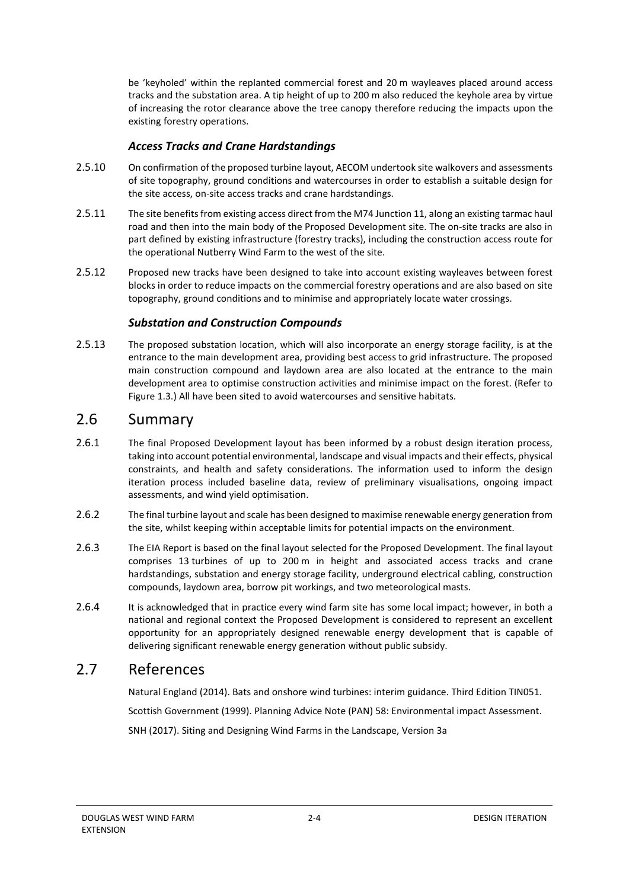be 'keyholed' within the replanted commercial forest and 20 m wayleaves placed around access tracks and the substation area. A tip height of up to 200 m also reduced the keyhole area by virtue of increasing the rotor clearance above the tree canopy therefore reducing the impacts upon the existing forestry operations.

### *Access Tracks and Crane Hardstandings*

2.5.10 On confirmation of the proposed turbine layout, AECOM undertook site walkovers and assessments of site topography, ground conditions and watercourses in order to establish a suitable design for the site access, on-site access tracks and crane hardstandings.

2.5.11 The site benefits from existing access direct from the M74 Junction 11, along an existing tarmac haul road and then into the main body of the Proposed Development site. The on-site tracks are also in part defined by existing infrastructure (forestry tracks), including the construction access route for the operational Nutberry Wind Farm to the west of the site.

2.5.12 Proposed new tracks have been designed to take into account existing wayleaves between forest blocks in order to reduce impacts on the commercial forestry operations and are also based on site topography, ground conditions and to minimise and appropriately locate water crossings.

### *Substation and Construction Compounds*

2.5.13 The proposed substation location, which will also incorporate an energy storage facility, is at the entrance to the main development area, providing best access to grid infrastructure. The proposed main construction compound and laydown area are also located at the entrance to the main development area to optimise construction activities and minimise impact on the forest. (Refer to Figure 1.3.) All have been sited to avoid watercourses and sensitive habitats.

## 2.6 Summary

2.6.1 The final Proposed Development layout has been informed by a robust design iteration process, taking into account potential environmental, landscape and visual impacts and their effects, physical constraints, and health and safety considerations. The information used to inform the design iteration process included baseline data, review of preliminary visualisations, ongoing impact assessments, and wind yield optimisation.

2.6.2 The final turbine layout and scale has been designed to maximise renewable energy generation from the site, whilst keeping within acceptable limits for potential impacts on the environment.

2.6.3 The EIA Report is based on the final layout selected for the Proposed Development. The final layout comprises 13 turbines of up to 200 m in height and associated access tracks and crane hardstandings, substation and energy storage facility, underground electrical cabling, construction compounds, laydown area, borrow pit workings, and two meteorological masts.

2.6.4 It is acknowledged that in practice every wind farm site has some local impact; however, in both a national and regional context the Proposed Development is considered to represent an excellent opportunity for an appropriately designed renewable energy development that is capable of delivering significant renewable energy generation without public subsidy.

## 2.7 References

Natural England (2014). Bats and onshore wind turbines: interim guidance. Third Edition TIN051.

Scottish Government (1999). Planning Advice Note (PAN) 58: Environmental impact Assessment.

SNH (2017). Siting and Designing Wind Farms in the Landscape, Version 3a